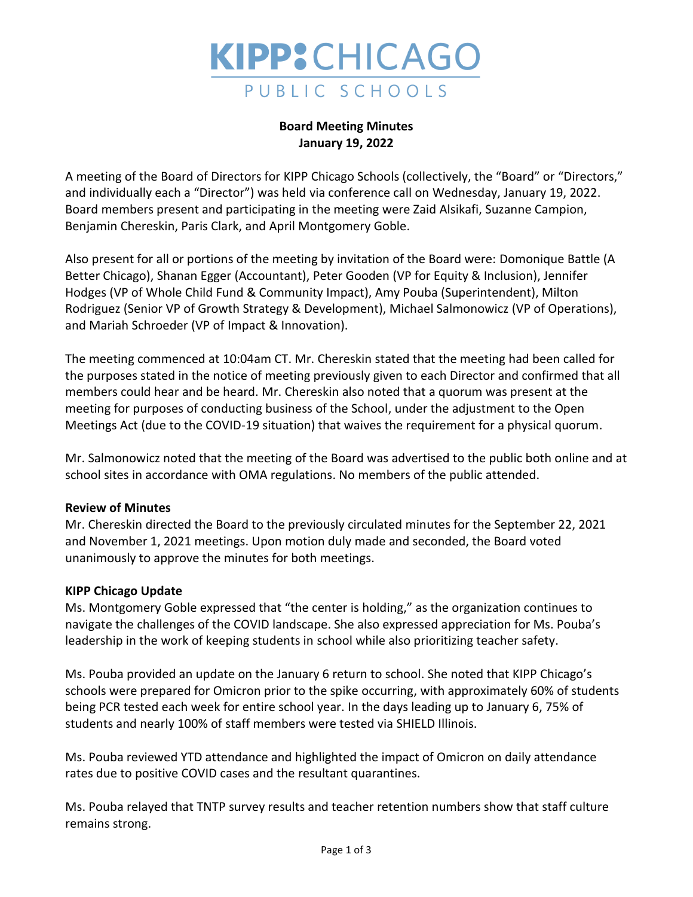# KIPP CHICAGO
PUBLIC SCHOOLS

**Board Meeting Minutes**
**January 19, 2022**

A meeting of the Board of Directors for KIPP Chicago Schools (collectively, the "Board" or "Directors," and individually each a "Director") was held via conference call on Wednesday, January 19, 2022. Board members present and participating in the meeting were Zaid Alsikafi, Suzanne Campion, Benjamin Chereskin, Paris Clark, and April Montgomery Goble.

Also present for all or portions of the meeting by invitation of the Board were: Domonique Battle (A Better Chicago), Shanan Egger (Accountant), Peter Gooden (VP for Equity & Inclusion), Jennifer Hodges (VP of Whole Child Fund & Community Impact), Amy Pouba (Superintendent), Milton Rodriguez (Senior VP of Growth Strategy & Development), Michael Salmonowicz (VP of Operations), and Mariah Schroeder (VP of Impact & Innovation).

The meeting commenced at 10:04am CT. Mr. Chereskin stated that the meeting had been called for the purposes stated in the notice of meeting previously given to each Director and confirmed that all members could hear and be heard. Mr. Chereskin also noted that a quorum was present at the meeting for purposes of conducting business of the School, under the adjustment to the Open Meetings Act (due to the COVID-19 situation) that waives the requirement for a physical quorum.

Mr. Salmonowicz noted that the meeting of the Board was advertised to the public both online and at school sites in accordance with OMA regulations. No members of the public attended.

**Review of Minutes**
Mr. Chereskin directed the Board to the previously circulated minutes for the September 22, 2021 and November 1, 2021 meetings. Upon motion duly made and seconded, the Board voted unanimously to approve the minutes for both meetings.

**KIPP Chicago Update**
Ms. Montgomery Goble expressed that "the center is holding," as the organization continues to navigate the challenges of the COVID landscape. She also expressed appreciation for Ms. Pouba's leadership in the work of keeping students in school while also prioritizing teacher safety.

Ms. Pouba provided an update on the January 6 return to school. She noted that KIPP Chicago's schools were prepared for Omicron prior to the spike occurring, with approximately 60% of students being PCR tested each week for entire school year. In the days leading up to January 6, 75% of students and nearly 100% of staff members were tested via SHIELD Illinois.

Ms. Pouba reviewed YTD attendance and highlighted the impact of Omicron on daily attendance rates due to positive COVID cases and the resultant quarantines.

Ms. Pouba relayed that TNTP survey results and teacher retention numbers show that staff culture remains strong.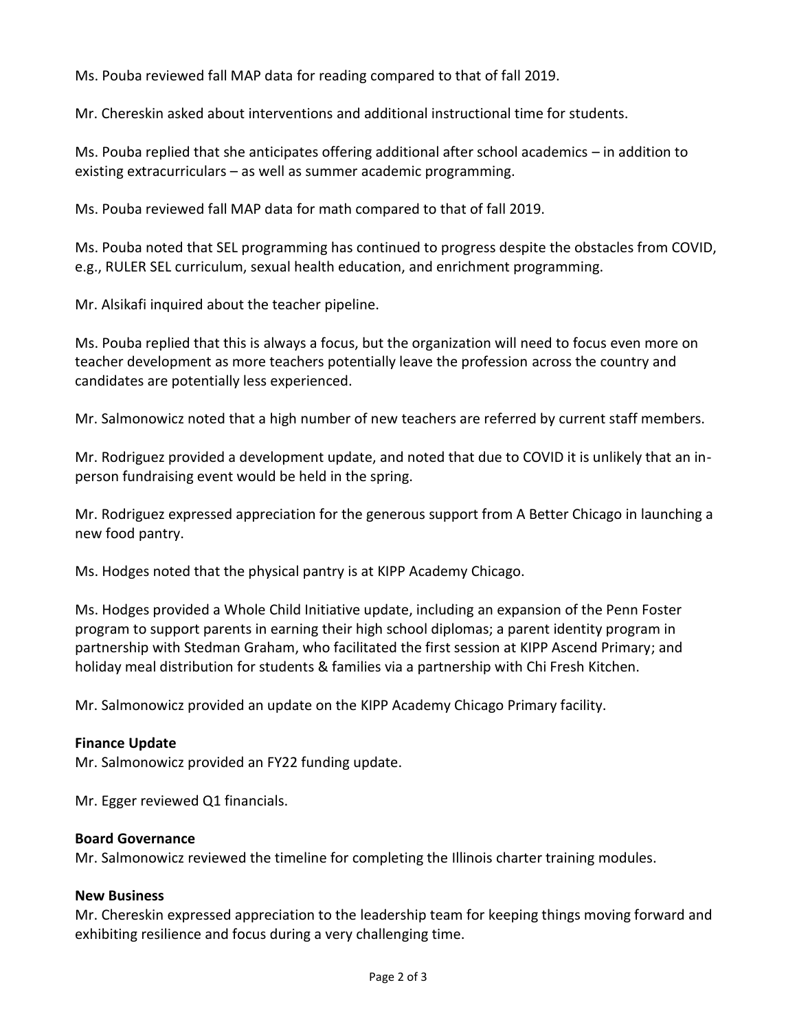Ms. Pouba reviewed fall MAP data for reading compared to that of fall 2019.

Mr. Chereskin asked about interventions and additional instructional time for students.

Ms. Pouba replied that she anticipates offering additional after school academics – in addition to existing extracurriculars – as well as summer academic programming.

Ms. Pouba reviewed fall MAP data for math compared to that of fall 2019.

Ms. Pouba noted that SEL programming has continued to progress despite the obstacles from COVID, e.g., RULER SEL curriculum, sexual health education, and enrichment programming.

Mr. Alsikafi inquired about the teacher pipeline.

Ms. Pouba replied that this is always a focus, but the organization will need to focus even more on teacher development as more teachers potentially leave the profession across the country and candidates are potentially less experienced.

Mr. Salmonowicz noted that a high number of new teachers are referred by current staff members.

Mr. Rodriguez provided a development update, and noted that due to COVID it is unlikely that an in-person fundraising event would be held in the spring.

Mr. Rodriguez expressed appreciation for the generous support from A Better Chicago in launching a new food pantry.

Ms. Hodges noted that the physical pantry is at KIPP Academy Chicago.

Ms. Hodges provided a Whole Child Initiative update, including an expansion of the Penn Foster program to support parents in earning their high school diplomas; a parent identity program in partnership with Stedman Graham, who facilitated the first session at KIPP Ascend Primary; and holiday meal distribution for students & families via a partnership with Chi Fresh Kitchen.

Mr. Salmonowicz provided an update on the KIPP Academy Chicago Primary facility.

**Finance Update**

Mr. Salmonowicz provided an FY22 funding update.

Mr. Egger reviewed Q1 financials.

**Board Governance**

Mr. Salmonowicz reviewed the timeline for completing the Illinois charter training modules.

**New Business**

Mr. Chereskin expressed appreciation to the leadership team for keeping things moving forward and exhibiting resilience and focus during a very challenging time.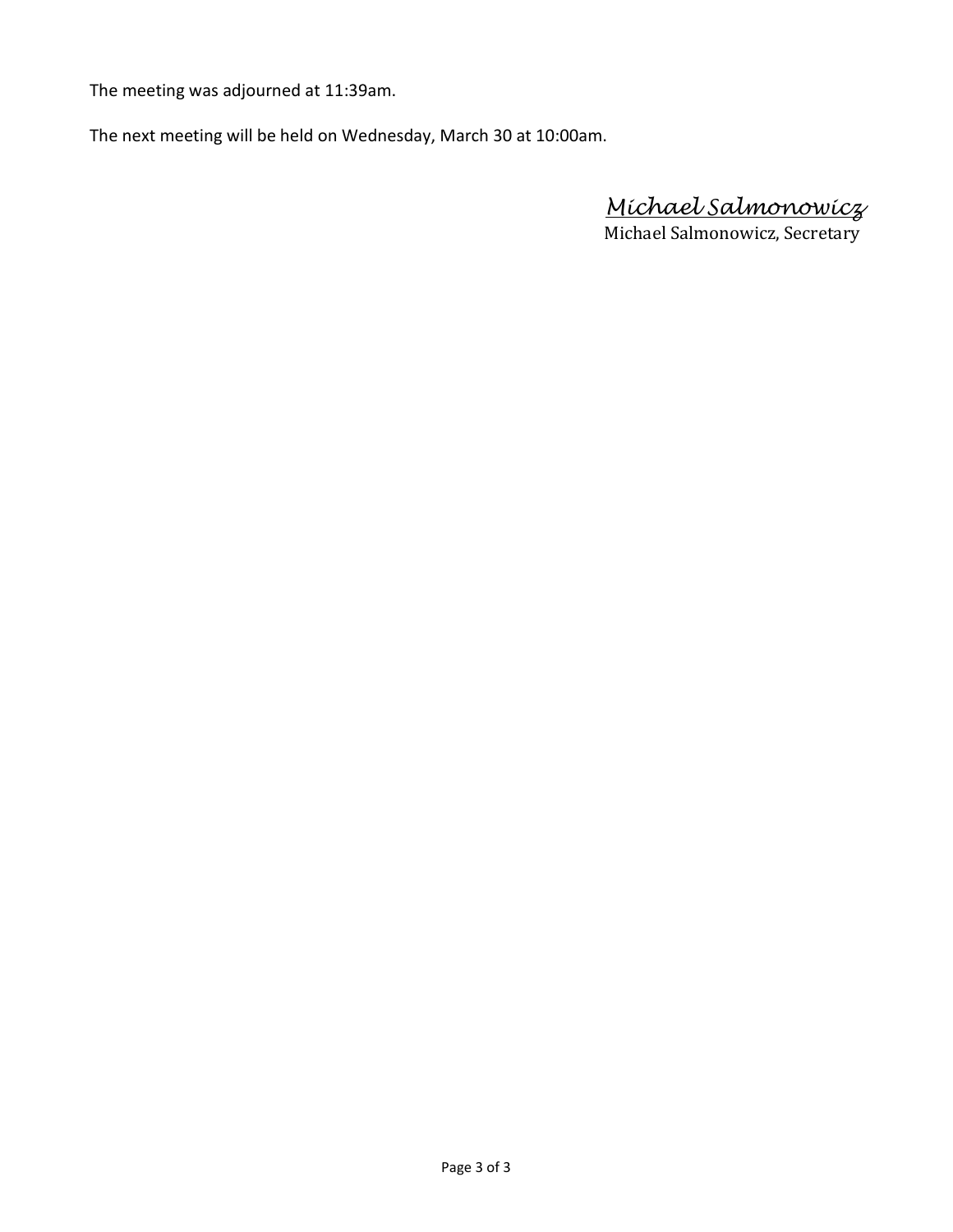The meeting was adjourned at 11:39am.

The next meeting will be held on Wednesday, March 30 at 10:00am.

*Michael Salmonowicz*

Michael Salmonowicz, Secretary